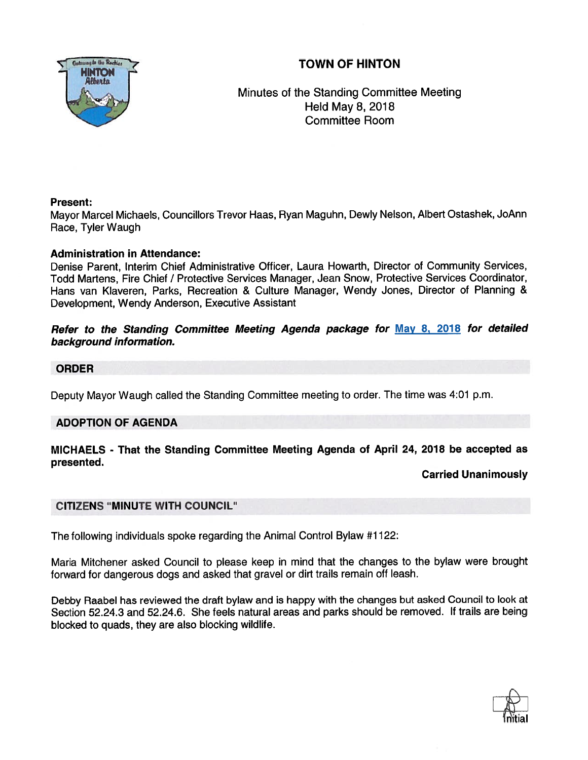# TOWN OF HINTON

Minutes of the Standing Committee Meeting
Held May 8, 2018
Committee Room

**Present:**
Mayor Marcel Michaels, Councillors Trevor Haas, Ryan Maguhn, Dewly Nelson, Albert Ostashek, JoAnn Race, Tyler Waugh

**Administration in Attendance:**
Denise Parent, Interim Chief Administrative Officer, Laura Howarth, Director of Community Services, Todd Martens, Fire Chief / Protective Services Manager, Jean Snow, Protective Services Coordinator, Hans van Klaveren, Parks, Recreation & Culture Manager, Wendy Jones, Director of Planning & Development, Wendy Anderson, Executive Assistant

***Refer to the Standing Committee Meeting Agenda package for May 8, 2018 for detailed background information.***

## ORDER

Deputy Mayor Waugh called the Standing Committee meeting to order. The time was 4:01 p.m.

## ADOPTION OF AGENDA

**MICHAELS - That the Standing Committee Meeting Agenda of April 24, 2018 be accepted as presented.**

**Carried Unanimously**

## CITIZENS "MINUTE WITH COUNCIL"

The following individuals spoke regarding the Animal Control Bylaw #1122:

Maria Mitchener asked Council to please keep in mind that the changes to the bylaw were brought forward for dangerous dogs and asked that gravel or dirt trails remain off leash.

Debby Raabel has reviewed the draft bylaw and is happy with the changes but asked Council to look at Section 52.24.3 and 52.24.6. She feels natural areas and parks should be removed. If trails are being blocked to quads, they are also blocking wildlife.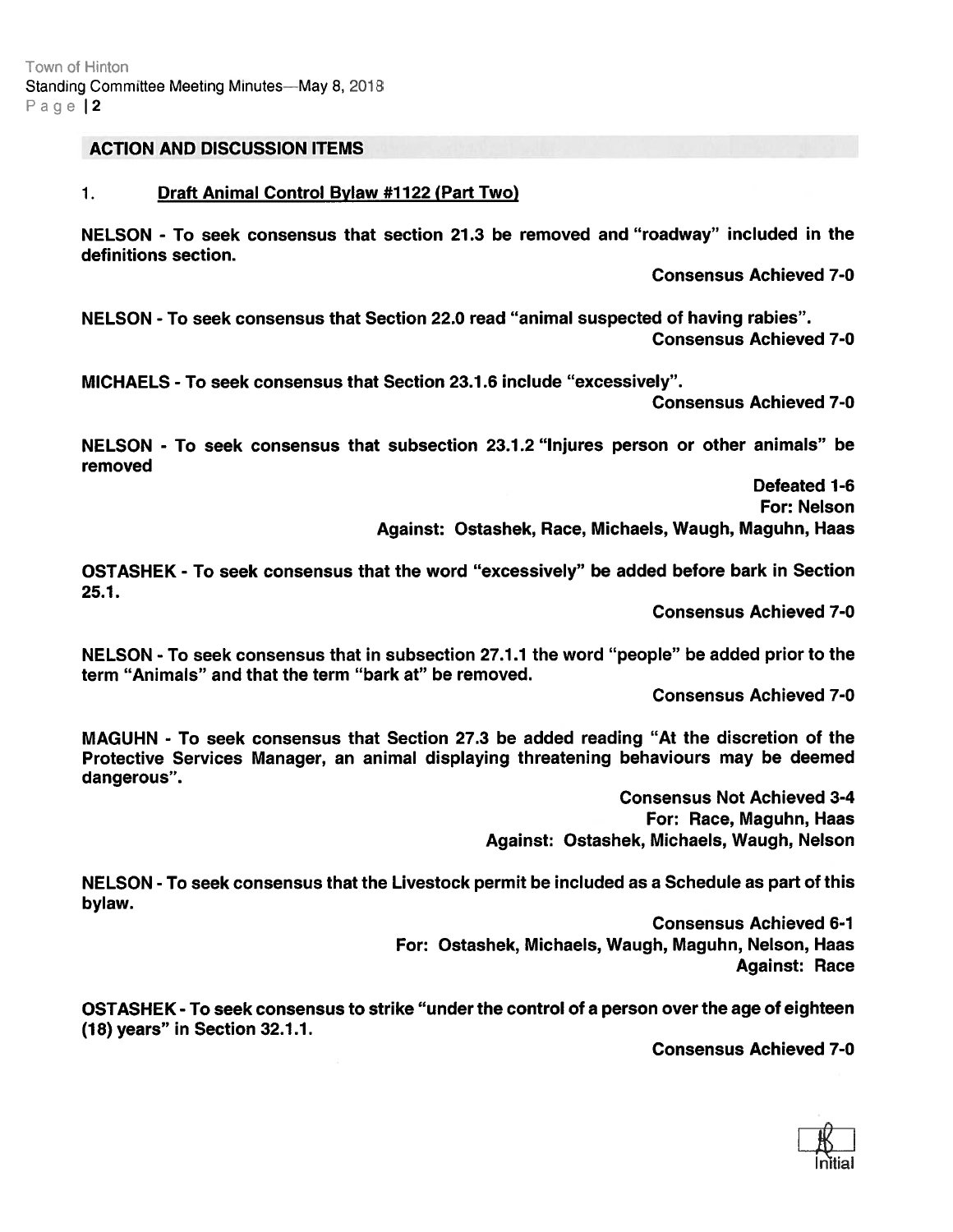## ACTION AND DISCUSSION ITEMS

### 1. Draft Animal Control Bylaw #1122 (Part Two)

**NELSON - To seek consensus that section 21.3 be removed and "roadway" included in the definitions section.**

**Consensus Achieved 7-0**

**NELSON - To seek consensus that Section 22.0 read "animal suspected of having rabies".**

**Consensus Achieved 7-0**

**MICHAELS - To seek consensus that Section 23.1.6 include "excessively".**

**Consensus Achieved 7-0**

**NELSON - To seek consensus that subsection 23.1.2 "Injures person or other animals" be removed**

**Defeated 1-6**
**For: Nelson**
**Against: Ostashek, Race, Michaels, Waugh, Maguhn, Haas**

**OSTASHEK - To seek consensus that the word "excessively" be added before bark in Section 25.1.**

**Consensus Achieved 7-0**

**NELSON - To seek consensus that in subsection 27.1.1 the word "people" be added prior to the term "Animals" and that the term "bark at" be removed.**

**Consensus Achieved 7-0**

**MAGUHN - To seek consensus that Section 27.3 be added reading "At the discretion of the Protective Services Manager, an animal displaying threatening behaviours may be deemed dangerous".**

**Consensus Not Achieved 3-4**
**For: Race, Maguhn, Haas**
**Against: Ostashek, Michaels, Waugh, Nelson**

**NELSON - To seek consensus that the Livestock permit be included as a Schedule as part of this bylaw.**

**Consensus Achieved 6-1**
**For: Ostashek, Michaels, Waugh, Maguhn, Nelson, Haas**
**Against: Race**

**OSTASHEK - To seek consensus to strike "under the control of a person over the age of eighteen (18) years" in Section 32.1.1.**

**Consensus Achieved 7-0**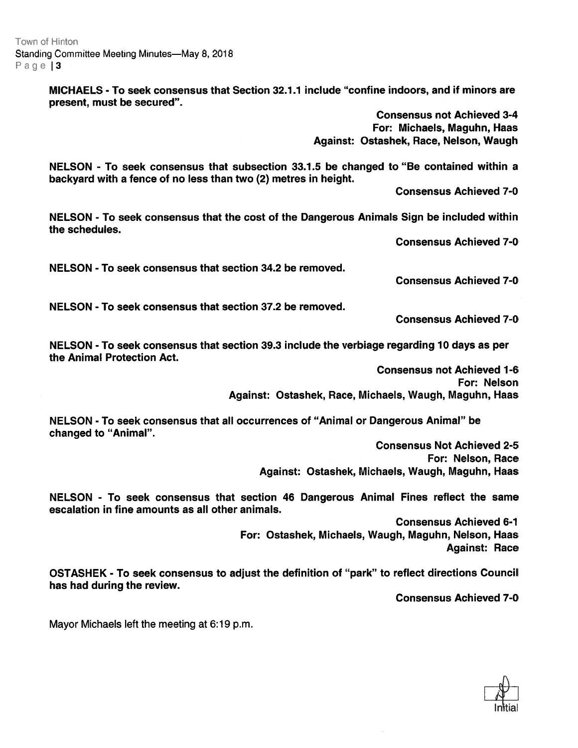**MICHAELS - To seek consensus that Section 32.1.1 include "confine indoors, and if minors are present, must be secured".**

**Consensus not Achieved 3-4**
**For: Michaels, Maguhn, Haas**
**Against: Ostashek, Race, Nelson, Waugh**

**NELSON - To seek consensus that subsection 33.1.5 be changed to "Be contained within a backyard with a fence of no less than two (2) metres in height.**

**Consensus Achieved 7-0**

**NELSON - To seek consensus that the cost of the Dangerous Animals Sign be included within the schedules.**

**Consensus Achieved 7-0**

**NELSON - To seek consensus that section 34.2 be removed.**

**Consensus Achieved 7-0**

**NELSON - To seek consensus that section 37.2 be removed.**

**Consensus Achieved 7-0**

**NELSON - To seek consensus that section 39.3 include the verbiage regarding 10 days as per the Animal Protection Act.**

**Consensus not Achieved 1-6**
**For: Nelson**
**Against: Ostashek, Race, Michaels, Waugh, Maguhn, Haas**

**NELSON - To seek consensus that all occurrences of "Animal or Dangerous Animal" be changed to "Animal".**

**Consensus Not Achieved 2-5**
**For: Nelson, Race**
**Against: Ostashek, Michaels, Waugh, Maguhn, Haas**

**NELSON - To seek consensus that section 46 Dangerous Animal Fines reflect the same escalation in fine amounts as all other animals.**

**Consensus Achieved 6-1**
**For: Ostashek, Michaels, Waugh, Maguhn, Nelson, Haas**
**Against: Race**

**OSTASHEK - To seek consensus to adjust the definition of "park" to reflect directions Council has had during the review.**

**Consensus Achieved 7-0**

Mayor Michaels left the meeting at 6:19 p.m.

Initial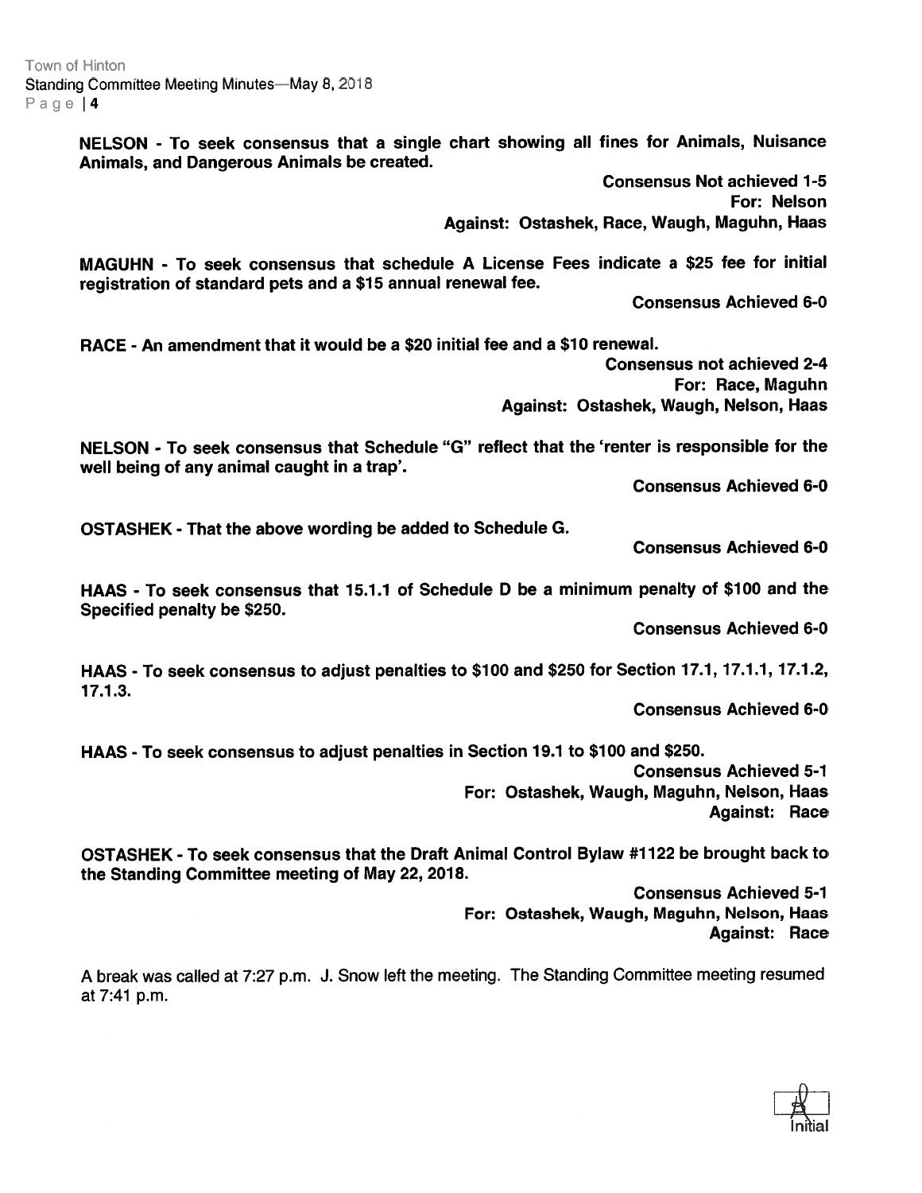**NELSON - To seek consensus that a single chart showing all fines for Animals, Nuisance Animals, and Dangerous Animals be created.**

**Consensus Not achieved 1-5**
**For: Nelson**
**Against: Ostashek, Race, Waugh, Maguhn, Haas**

**MAGUHN - To seek consensus that schedule A License Fees indicate a $25 fee for initial registration of standard pets and a $15 annual renewal fee.**

**Consensus Achieved 6-0**

**RACE - An amendment that it would be a $20 initial fee and a $10 renewal.**

**Consensus not achieved 2-4**
**For: Race, Maguhn**
**Against: Ostashek, Waugh, Nelson, Haas**

**NELSON - To seek consensus that Schedule "G" reflect that the 'renter is responsible for the well being of any animal caught in a trap'.**

**Consensus Achieved 6-0**

**OSTASHEK - That the above wording be added to Schedule G.**

**Consensus Achieved 6-0**

**HAAS - To seek consensus that 15.1.1 of Schedule D be a minimum penalty of $100 and the Specified penalty be $250.**

**Consensus Achieved 6-0**

**HAAS - To seek consensus to adjust penalties to $100 and $250 for Section 17.1, 17.1.1, 17.1.2, 17.1.3.**

**Consensus Achieved 6-0**

**HAAS - To seek consensus to adjust penalties in Section 19.1 to $100 and $250.**

**Consensus Achieved 5-1**
**For: Ostashek, Waugh, Maguhn, Nelson, Haas**
**Against: Race**

**OSTASHEK - To seek consensus that the Draft Animal Control Bylaw #1122 be brought back to the Standing Committee meeting of May 22, 2018.**

**Consensus Achieved 5-1**
**For: Ostashek, Waugh, Maguhn, Nelson, Haas**
**Against: Race**

A break was called at 7:27 p.m. J. Snow left the meeting. The Standing Committee meeting resumed at 7:41 p.m.

Initial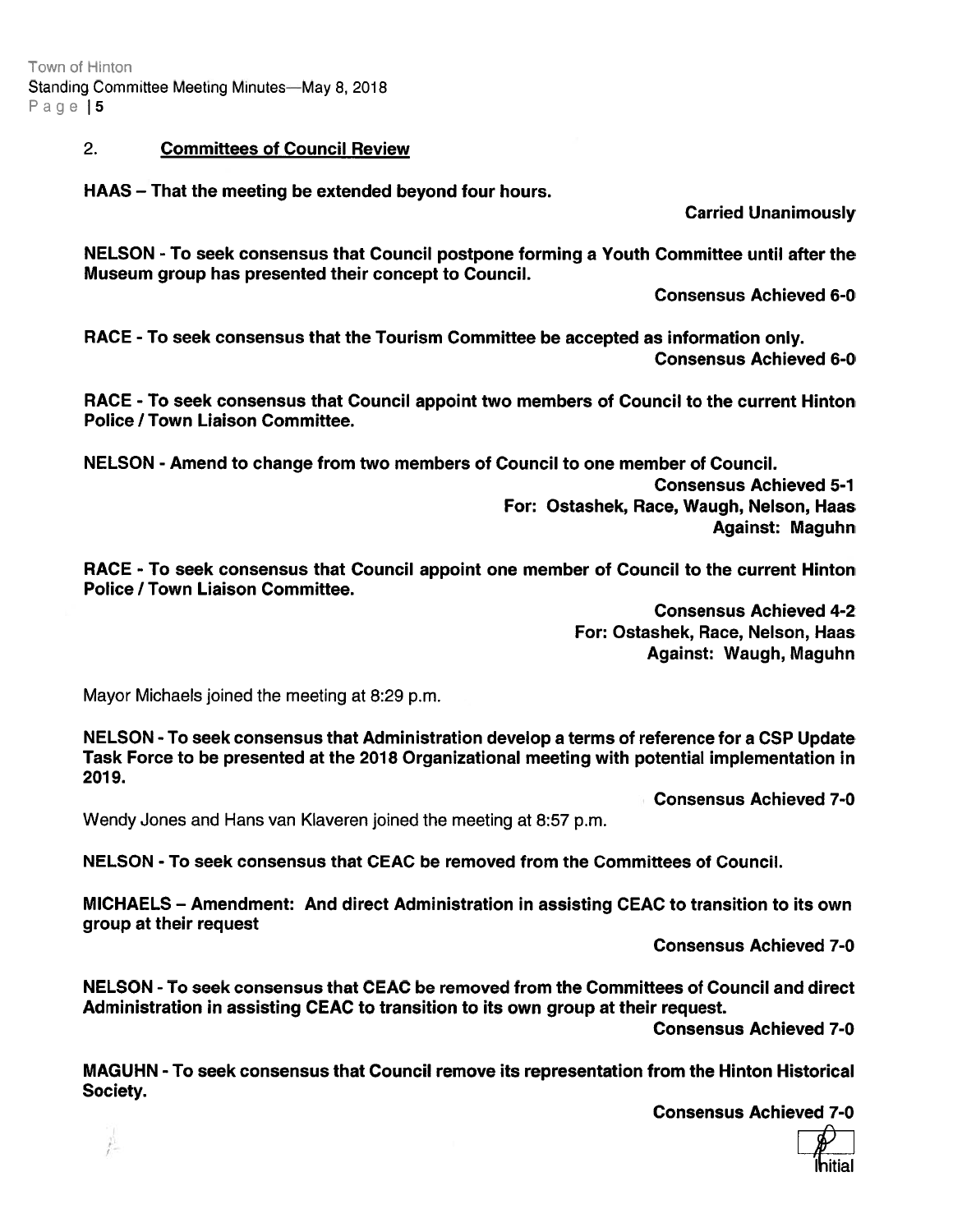## 2. Committees of Council Review

**HAAS – That the meeting be extended beyond four hours.**

**Carried Unanimously**

**NELSON - To seek consensus that Council postpone forming a Youth Committee until after the Museum group has presented their concept to Council.**

**Consensus Achieved 6-0**

**RACE - To seek consensus that the Tourism Committee be accepted as information only.**

**Consensus Achieved 6-0**

**RACE - To seek consensus that Council appoint two members of Council to the current Hinton Police / Town Liaison Committee.**

**NELSON - Amend to change from two members of Council to one member of Council.**

**Consensus Achieved 5-1**
**For: Ostashek, Race, Waugh, Nelson, Haas**
**Against: Maguhn**

**RACE - To seek consensus that Council appoint one member of Council to the current Hinton Police / Town Liaison Committee.**

**Consensus Achieved 4-2**
**For: Ostashek, Race, Nelson, Haas**
**Against: Waugh, Maguhn**

Mayor Michaels joined the meeting at 8:29 p.m.

**NELSON - To seek consensus that Administration develop a terms of reference for a CSP Update Task Force to be presented at the 2018 Organizational meeting with potential implementation in 2019.**

**Consensus Achieved 7-0**

Wendy Jones and Hans van Klaveren joined the meeting at 8:57 p.m.

**NELSON - To seek consensus that CEAC be removed from the Committees of Council.**

**MICHAELS – Amendment: And direct Administration in assisting CEAC to transition to its own group at their request**

**Consensus Achieved 7-0**

**NELSON - To seek consensus that CEAC be removed from the Committees of Council and direct Administration in assisting CEAC to transition to its own group at their request.**

**Consensus Achieved 7-0**

**MAGUHN - To seek consensus that Council remove its representation from the Hinton Historical Society.**

**Consensus Achieved 7-0**

Initial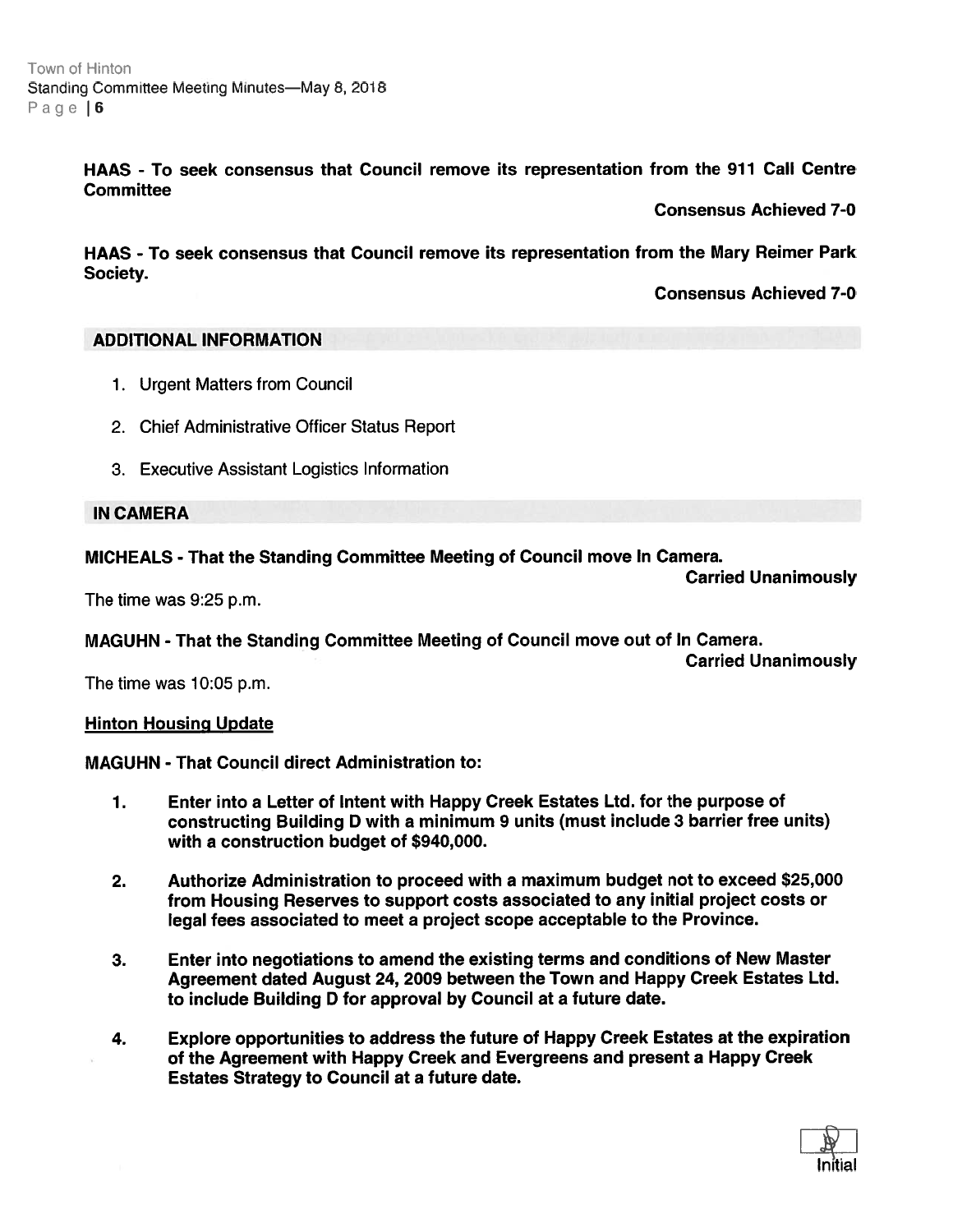**HAAS - To seek consensus that Council remove its representation from the 911 Call Centre Committee**

**Consensus Achieved 7-0**

**HAAS - To seek consensus that Council remove its representation from the Mary Reimer Park Society.**

**Consensus Achieved 7-0**

## ADDITIONAL INFORMATION

1. Urgent Matters from Council
2. Chief Administrative Officer Status Report
3. Executive Assistant Logistics Information

## IN CAMERA

**MICHEALS - That the Standing Committee Meeting of Council move In Camera.**

**Carried Unanimously**

The time was 9:25 p.m.

**MAGUHN - That the Standing Committee Meeting of Council move out of In Camera.**

**Carried Unanimously**

The time was 10:05 p.m.

**Hinton Housing Update**

**MAGUHN - That Council direct Administration to:**

1. **Enter into a Letter of Intent with Happy Creek Estates Ltd. for the purpose of constructing Building D with a minimum 9 units (must include 3 barrier free units) with a construction budget of $940,000.**

2. **Authorize Administration to proceed with a maximum budget not to exceed $25,000 from Housing Reserves to support costs associated to any initial project costs or legal fees associated to meet a project scope acceptable to the Province.**

3. **Enter into negotiations to amend the existing terms and conditions of New Master Agreement dated August 24, 2009 between the Town and Happy Creek Estates Ltd. to include Building D for approval by Council at a future date.**

4. **Explore opportunities to address the future of Happy Creek Estates at the expiration of the Agreement with Happy Creek and Evergreens and present a Happy Creek Estates Strategy to Council at a future date.**

Initial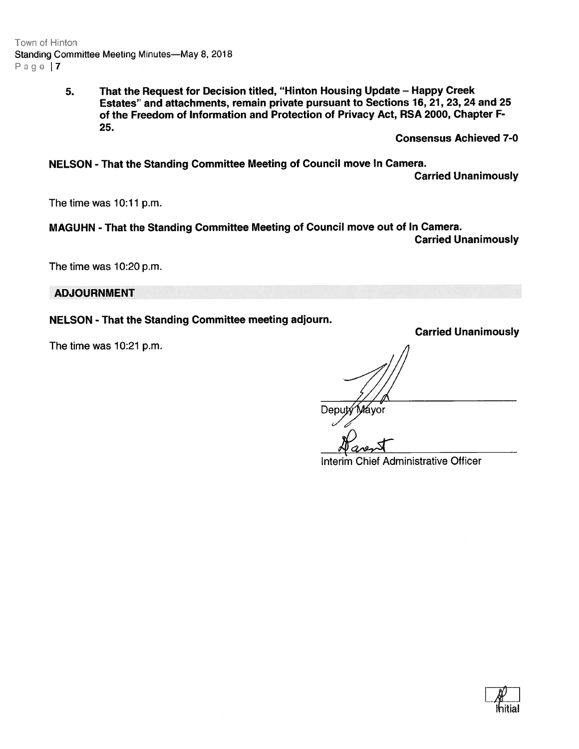5. **That the Request for Decision titled, "Hinton Housing Update – Happy Creek Estates" and attachments, remain private pursuant to Sections 16, 21, 23, 24 and 25 of the Freedom of Information and Protection of Privacy Act, RSA 2000, Chapter F-25.**

**Consensus Achieved 7-0**

**NELSON - That the Standing Committee Meeting of Council move In Camera.**

**Carried Unanimously**

The time was 10:11 p.m.

**MAGUHN - That the Standing Committee Meeting of Council move out of In Camera.**

**Carried Unanimously**

The time was 10:20 p.m.

## ADJOURNMENT

**NELSON - That the Standing Committee meeting adjourn.**

**Carried Unanimously**

The time was 10:21 p.m.

Deputy Mayor

Interim Chief Administrative Officer

Initial